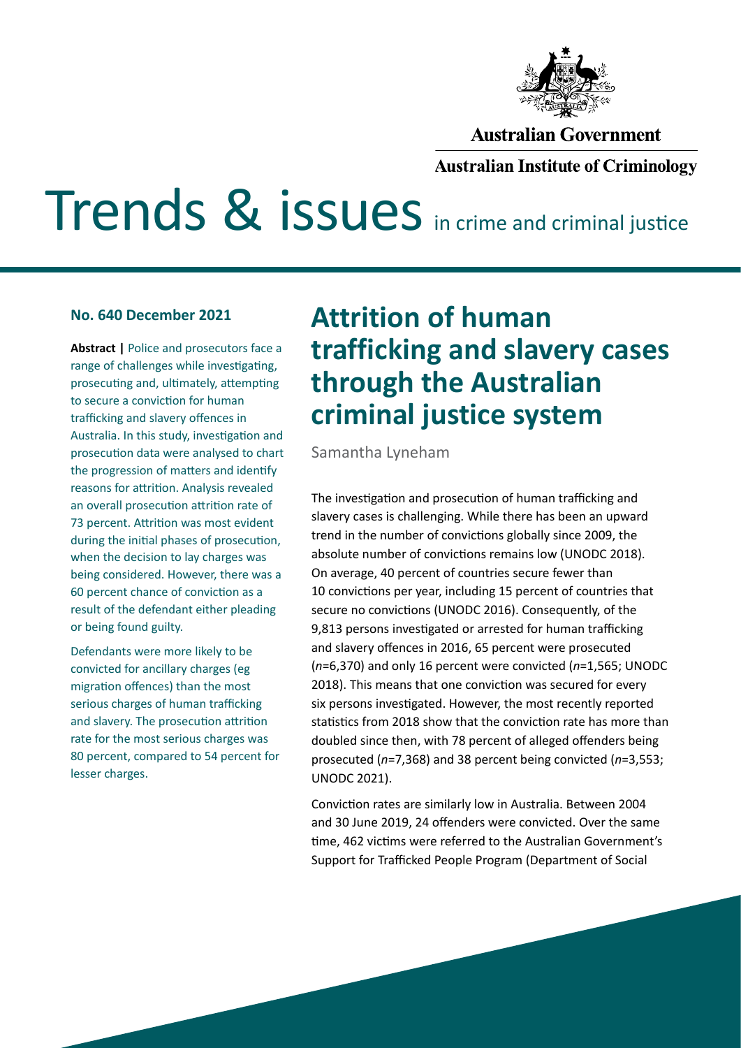Australian Government

Australian Institute of Criminology

# Trends & issues in crime and criminal justice

**No. 640 December 2021**

**Abstract |** Police and prosecutors face a range of challenges while investigating, prosecuting and, ultimately, attempting to secure a conviction for human trafficking and slavery offences in Australia. In this study, investigation and prosecution data were analysed to chart the progression of matters and identify reasons for attrition. Analysis revealed an overall prosecution attrition rate of 73 percent. Attrition was most evident during the initial phases of prosecution, when the decision to lay charges was being considered. However, there was a 60 percent chance of conviction as a result of the defendant either pleading or being found guilty.

Defendants were more likely to be convicted for ancillary charges (eg migration offences) than the most serious charges of human trafficking and slavery. The prosecution attrition rate for the most serious charges was 80 percent, compared to 54 percent for lesser charges.

## Attrition of human trafficking and slavery cases through the Australian criminal justice system

Samantha Lyneham

The investigation and prosecution of human trafficking and slavery cases is challenging. While there has been an upward trend in the number of convictions globally since 2009, the absolute number of convictions remains low (UNODC 2018). On average, 40 percent of countries secure fewer than 10 convictions per year, including 15 percent of countries that secure no convictions (UNODC 2016). Consequently, of the 9,813 persons investigated or arrested for human trafficking and slavery offences in 2016, 65 percent were prosecuted (*n*=6,370) and only 16 percent were convicted (*n*=1,565; UNODC 2018). This means that one conviction was secured for every six persons investigated. However, the most recently reported statistics from 2018 show that the conviction rate has more than doubled since then, with 78 percent of alleged offenders being prosecuted (*n*=7,368) and 38 percent being convicted (*n*=3,553; UNODC 2021).

Conviction rates are similarly low in Australia. Between 2004 and 30 June 2019, 24 offenders were convicted. Over the same time, 462 victims were referred to the Australian Government's Support for Trafficked People Program (Department of Social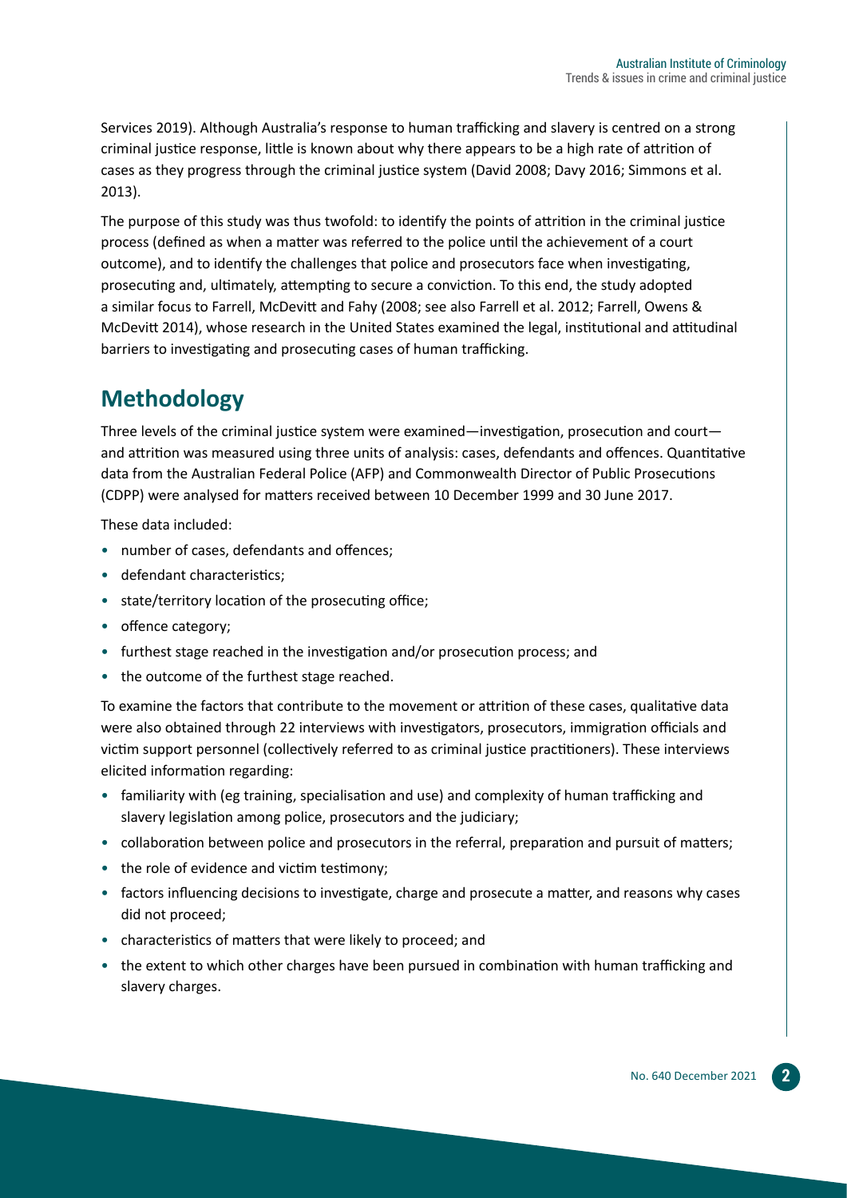Services 2019). Although Australia's response to human trafficking and slavery is centred on a strong criminal justice response, little is known about why there appears to be a high rate of attrition of cases as they progress through the criminal justice system (David 2008; Davy 2016; Simmons et al. 2013).

The purpose of this study was thus twofold: to identify the points of attrition in the criminal justice process (defined as when a matter was referred to the police until the achievement of a court outcome), and to identify the challenges that police and prosecutors face when investigating, prosecuting and, ultimately, attempting to secure a conviction. To this end, the study adopted a similar focus to Farrell, McDevitt and Fahy (2008; see also Farrell et al. 2012; Farrell, Owens & McDevitt 2014), whose research in the United States examined the legal, institutional and attitudinal barriers to investigating and prosecuting cases of human trafficking.

## Methodology

Three levels of the criminal justice system were examined—investigation, prosecution and court—and attrition was measured using three units of analysis: cases, defendants and offences. Quantitative data from the Australian Federal Police (AFP) and Commonwealth Director of Public Prosecutions (CDPP) were analysed for matters received between 10 December 1999 and 30 June 2017.

These data included:

- number of cases, defendants and offences;
- defendant characteristics;
- state/territory location of the prosecuting office;
- offence category;
- furthest stage reached in the investigation and/or prosecution process; and
- the outcome of the furthest stage reached.

To examine the factors that contribute to the movement or attrition of these cases, qualitative data were also obtained through 22 interviews with investigators, prosecutors, immigration officials and victim support personnel (collectively referred to as criminal justice practitioners). These interviews elicited information regarding:

- familiarity with (eg training, specialisation and use) and complexity of human trafficking and slavery legislation among police, prosecutors and the judiciary;
- collaboration between police and prosecutors in the referral, preparation and pursuit of matters;
- the role of evidence and victim testimony;
- factors influencing decisions to investigate, charge and prosecute a matter, and reasons why cases did not proceed;
- characteristics of matters that were likely to proceed; and
- the extent to which other charges have been pursued in combination with human trafficking and slavery charges.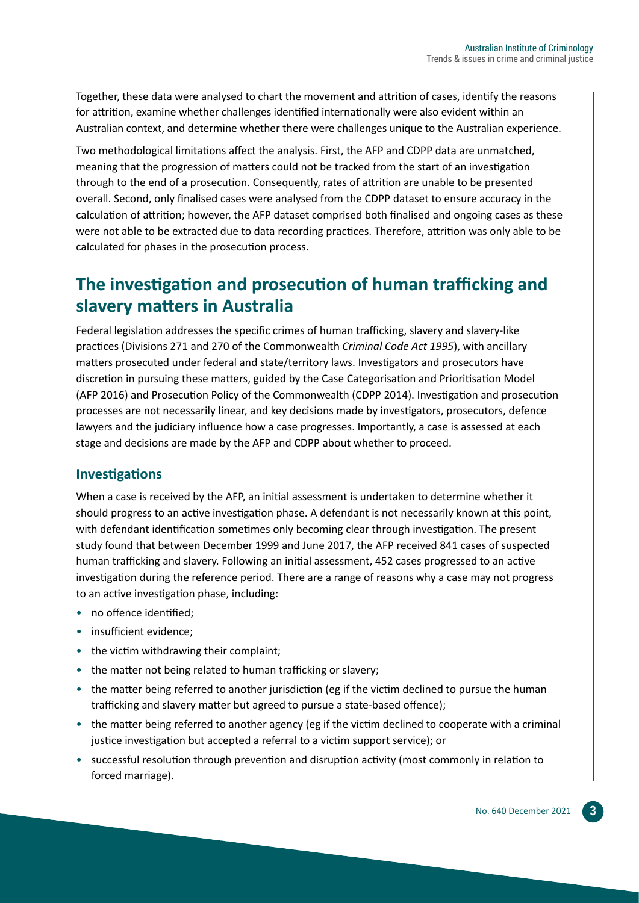Together, these data were analysed to chart the movement and attrition of cases, identify the reasons for attrition, examine whether challenges identified internationally were also evident within an Australian context, and determine whether there were challenges unique to the Australian experience.

Two methodological limitations affect the analysis. First, the AFP and CDPP data are unmatched, meaning that the progression of matters could not be tracked from the start of an investigation through to the end of a prosecution. Consequently, rates of attrition are unable to be presented overall. Second, only finalised cases were analysed from the CDPP dataset to ensure accuracy in the calculation of attrition; however, the AFP dataset comprised both finalised and ongoing cases as these were not able to be extracted due to data recording practices. Therefore, attrition was only able to be calculated for phases in the prosecution process.

## The investigation and prosecution of human trafficking and slavery matters in Australia

Federal legislation addresses the specific crimes of human trafficking, slavery and slavery-like practices (Divisions 271 and 270 of the Commonwealth *Criminal Code Act 1995*), with ancillary matters prosecuted under federal and state/territory laws. Investigators and prosecutors have discretion in pursuing these matters, guided by the Case Categorisation and Prioritisation Model (AFP 2016) and Prosecution Policy of the Commonwealth (CDPP 2014). Investigation and prosecution processes are not necessarily linear, and key decisions made by investigators, prosecutors, defence lawyers and the judiciary influence how a case progresses. Importantly, a case is assessed at each stage and decisions are made by the AFP and CDPP about whether to proceed.

### Investigations

When a case is received by the AFP, an initial assessment is undertaken to determine whether it should progress to an active investigation phase. A defendant is not necessarily known at this point, with defendant identification sometimes only becoming clear through investigation. The present study found that between December 1999 and June 2017, the AFP received 841 cases of suspected human trafficking and slavery. Following an initial assessment, 452 cases progressed to an active investigation during the reference period. There are a range of reasons why a case may not progress to an active investigation phase, including:

- no offence identified;
- insufficient evidence;
- the victim withdrawing their complaint;
- the matter not being related to human trafficking or slavery;
- the matter being referred to another jurisdiction (eg if the victim declined to pursue the human trafficking and slavery matter but agreed to pursue a state-based offence);
- the matter being referred to another agency (eg if the victim declined to cooperate with a criminal justice investigation but accepted a referral to a victim support service); or
- successful resolution through prevention and disruption activity (most commonly in relation to forced marriage).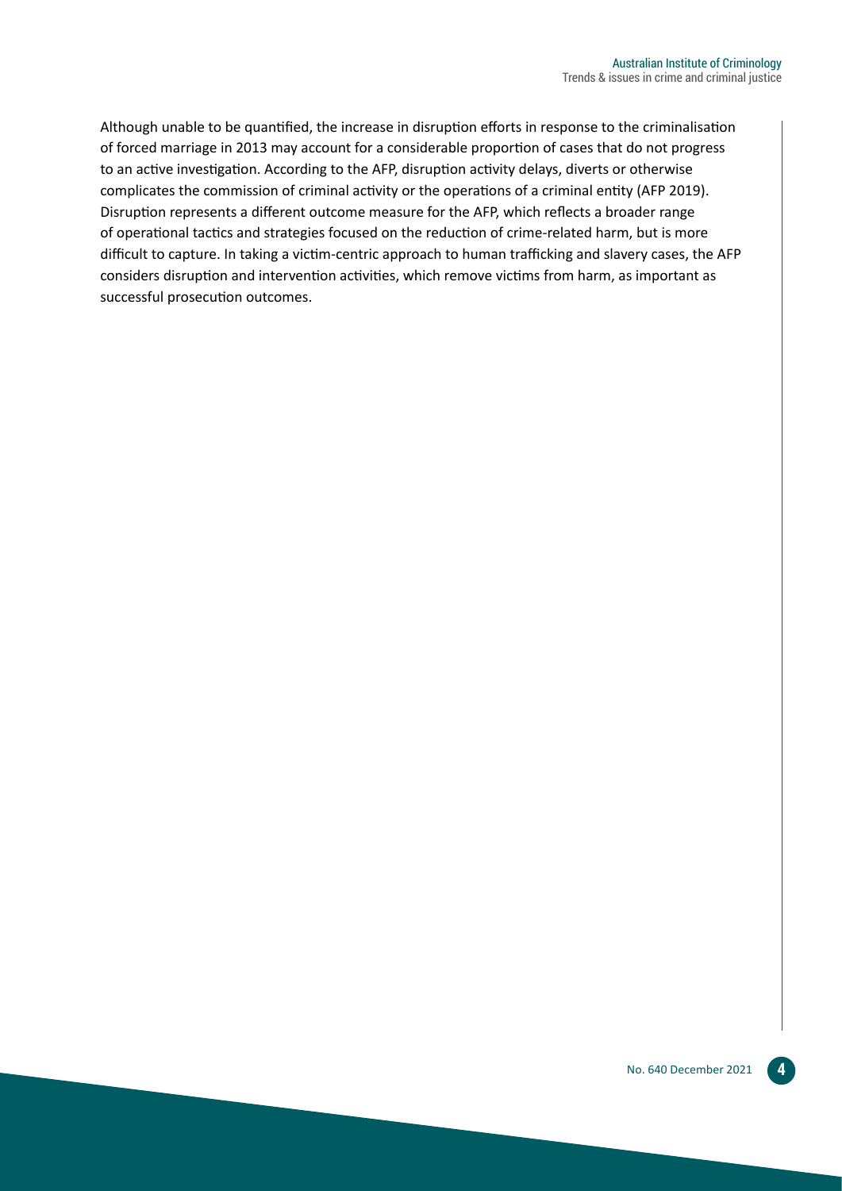Although unable to be quantified, the increase in disruption efforts in response to the criminalisation of forced marriage in 2013 may account for a considerable proportion of cases that do not progress to an active investigation. According to the AFP, disruption activity delays, diverts or otherwise complicates the commission of criminal activity or the operations of a criminal entity (AFP 2019). Disruption represents a different outcome measure for the AFP, which reflects a broader range of operational tactics and strategies focused on the reduction of crime-related harm, but is more difficult to capture. In taking a victim-centric approach to human trafficking and slavery cases, the AFP considers disruption and intervention activities, which remove victims from harm, as important as successful prosecution outcomes.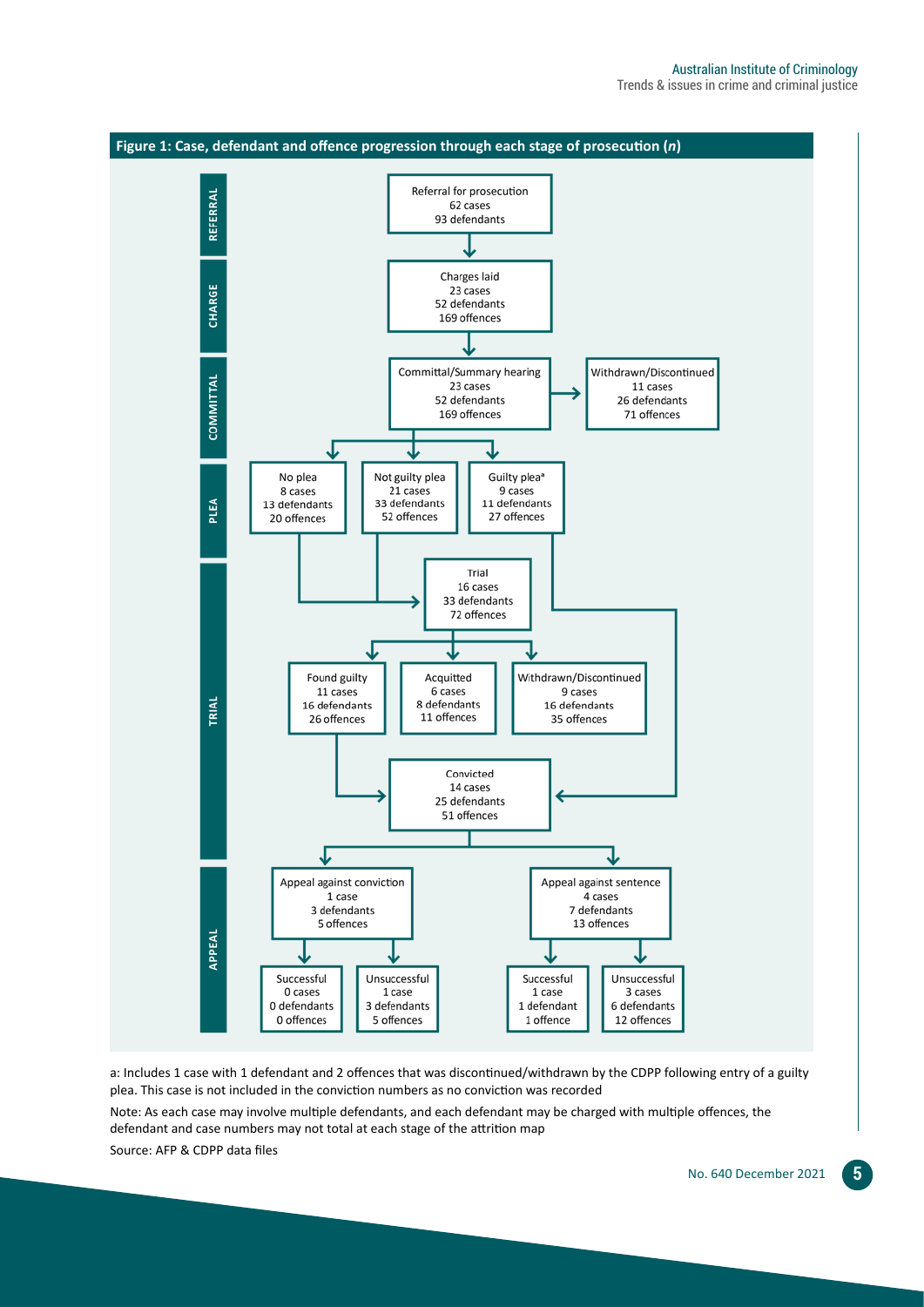**Figure 1: Case, defendant and offence progression through each stage of prosecution (*n*)**

**REFERRAL**

- Referral for prosecution: 62 cases, 93 defendants

**CHARGE**

- Charges laid: 23 cases, 52 defendants, 169 offences

**COMMITTAL**

- Committal/Summary hearing: 23 cases, 52 defendants, 169 offences
- Withdrawn/Discontinued: 11 cases, 26 defendants, 71 offences

**PLEA**

- No plea: 8 cases, 13 defendants, 20 offences
- Not guilty plea: 21 cases, 33 defendants, 52 offences
- Guilty plea[a]: 9 cases, 11 defendants, 27 offences

**TRIAL**

- Trial: 16 cases, 33 defendants, 72 offences
- Found guilty: 11 cases, 16 defendants, 26 offences
- Acquitted: 6 cases, 8 defendants, 11 offences
- Withdrawn/Discontinued: 9 cases, 16 defendants, 35 offences
- Convicted: 14 cases, 25 defendants, 51 offences

**APPEAL**

- Appeal against conviction: 1 case, 3 defendants, 5 offences
  - Successful: 0 cases, 0 defendants, 0 offences
  - Unsuccessful: 1 case, 3 defendants, 5 offences
- Appeal against sentence: 4 cases, 7 defendants, 13 offences
  - Successful: 1 case, 1 defendant, 1 offence
  - Unsuccessful: 3 cases, 6 defendants, 12 offences

a: Includes 1 case with 1 defendant and 2 offences that was discontinued/withdrawn by the CDPP following entry of a guilty plea. This case is not included in the conviction numbers as no conviction was recorded

Note: As each case may involve multiple defendants, and each defendant may be charged with multiple offences, the defendant and case numbers may not total at each stage of the attrition map

Source: AFP & CDPP data files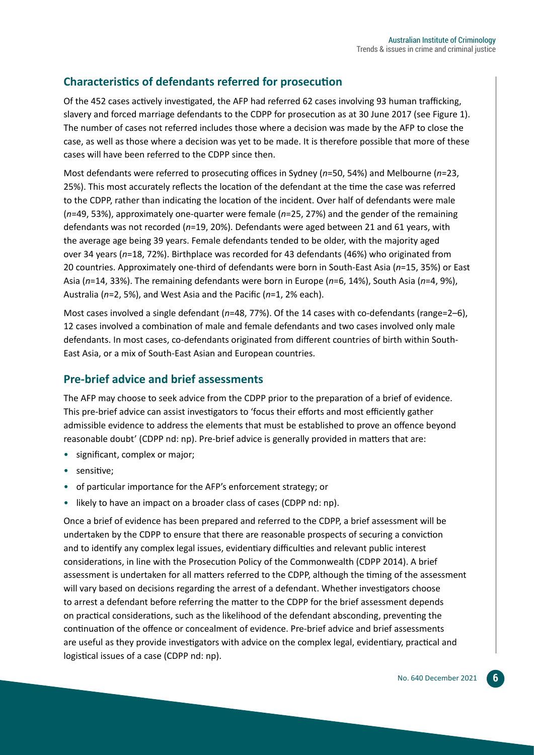## Characteristics of defendants referred for prosecution

Of the 452 cases actively investigated, the AFP had referred 62 cases involving 93 human trafficking, slavery and forced marriage defendants to the CDPP for prosecution as at 30 June 2017 (see Figure 1). The number of cases not referred includes those where a decision was made by the AFP to close the case, as well as those where a decision was yet to be made. It is therefore possible that more of these cases will have been referred to the CDPP since then.

Most defendants were referred to prosecuting offices in Sydney (*n*=50, 54%) and Melbourne (*n*=23, 25%). This most accurately reflects the location of the defendant at the time the case was referred to the CDPP, rather than indicating the location of the incident. Over half of defendants were male (*n*=49, 53%), approximately one-quarter were female (*n*=25, 27%) and the gender of the remaining defendants was not recorded (*n*=19, 20%). Defendants were aged between 21 and 61 years, with the average age being 39 years. Female defendants tended to be older, with the majority aged over 34 years (*n*=18, 72%). Birthplace was recorded for 43 defendants (46%) who originated from 20 countries. Approximately one-third of defendants were born in South-East Asia (*n*=15, 35%) or East Asia (*n*=14, 33%). The remaining defendants were born in Europe (*n*=6, 14%), South Asia (*n*=4, 9%), Australia (*n*=2, 5%), and West Asia and the Pacific (*n*=1, 2% each).

Most cases involved a single defendant (*n*=48, 77%). Of the 14 cases with co-defendants (range=2–6), 12 cases involved a combination of male and female defendants and two cases involved only male defendants. In most cases, co-defendants originated from different countries of birth within South-East Asia, or a mix of South-East Asian and European countries.

## Pre-brief advice and brief assessments

The AFP may choose to seek advice from the CDPP prior to the preparation of a brief of evidence. This pre-brief advice can assist investigators to 'focus their efforts and most efficiently gather admissible evidence to address the elements that must be established to prove an offence beyond reasonable doubt' (CDPP nd: np). Pre-brief advice is generally provided in matters that are:

- significant, complex or major;
- sensitive;
- of particular importance for the AFP's enforcement strategy; or
- likely to have an impact on a broader class of cases (CDPP nd: np).

Once a brief of evidence has been prepared and referred to the CDPP, a brief assessment will be undertaken by the CDPP to ensure that there are reasonable prospects of securing a conviction and to identify any complex legal issues, evidentiary difficulties and relevant public interest considerations, in line with the Prosecution Policy of the Commonwealth (CDPP 2014). A brief assessment is undertaken for all matters referred to the CDPP, although the timing of the assessment will vary based on decisions regarding the arrest of a defendant. Whether investigators choose to arrest a defendant before referring the matter to the CDPP for the brief assessment depends on practical considerations, such as the likelihood of the defendant absconding, preventing the continuation of the offence or concealment of evidence. Pre-brief advice and brief assessments are useful as they provide investigators with advice on the complex legal, evidentiary, practical and logistical issues of a case (CDPP nd: np).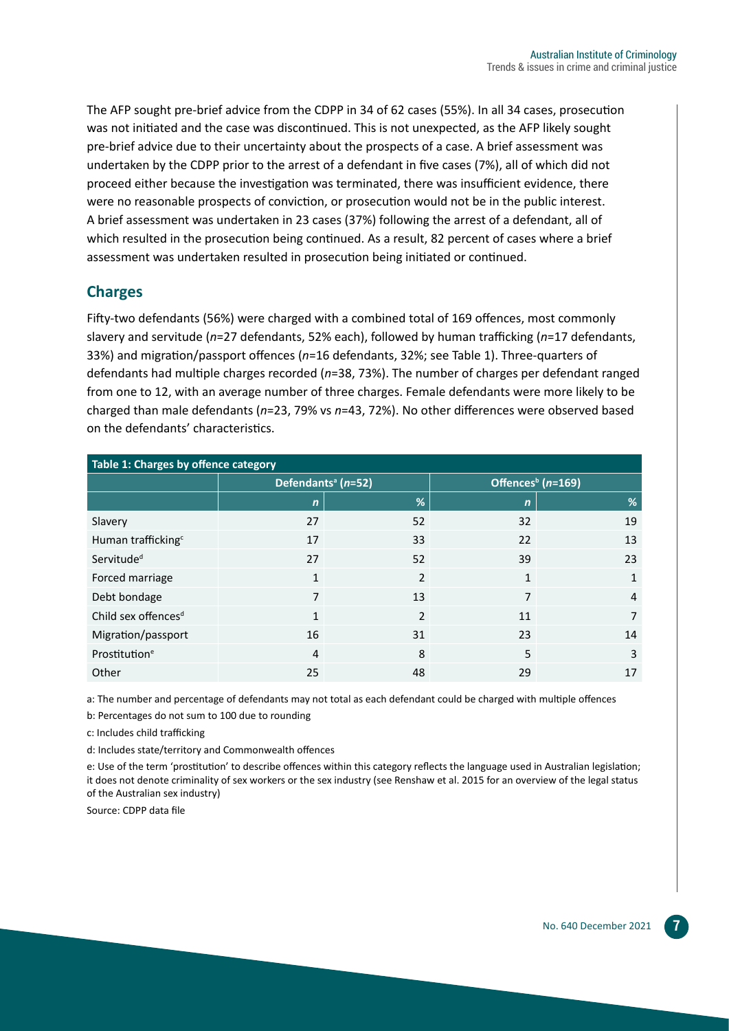The AFP sought pre-brief advice from the CDPP in 34 of 62 cases (55%). In all 34 cases, prosecution was not initiated and the case was discontinued. This is not unexpected, as the AFP likely sought pre-brief advice due to their uncertainty about the prospects of a case. A brief assessment was undertaken by the CDPP prior to the arrest of a defendant in five cases (7%), all of which did not proceed either because the investigation was terminated, there was insufficient evidence, there were no reasonable prospects of conviction, or prosecution would not be in the public interest. A brief assessment was undertaken in 23 cases (37%) following the arrest of a defendant, all of which resulted in the prosecution being continued. As a result, 82 percent of cases where a brief assessment was undertaken resulted in prosecution being initiated or continued.

## Charges

Fifty-two defendants (56%) were charged with a combined total of 169 offences, most commonly slavery and servitude (*n*=27 defendants, 52% each), followed by human trafficking (*n*=17 defendants, 33%) and migration/passport offences (*n*=16 defendants, 32%; see Table 1). Three-quarters of defendants had multiple charges recorded (*n*=38, 73%). The number of charges per defendant ranged from one to 12, with an average number of three charges. Female defendants were more likely to be charged than male defendants (*n*=23, 79% vs *n*=43, 72%). No other differences were observed based on the defendants' characteristics.

**Table 1: Charges by offence category**

| | Defendants[a] (*n*=52) | | Offences[b] (*n*=169) | |
|---|---|---|---|---|
| | *n* | % | *n* | % |
| Slavery | 27 | 52 | 32 | 19 |
| Human trafficking[c] | 17 | 33 | 22 | 13 |
| Servitude[d] | 27 | 52 | 39 | 23 |
| Forced marriage | 1 | 2 | 1 | 1 |
| Debt bondage | 7 | 13 | 7 | 4 |
| Child sex offences[d] | 1 | 2 | 11 | 7 |
| Migration/passport | 16 | 31 | 23 | 14 |
| Prostitution[e] | 4 | 8 | 5 | 3 |
| Other | 25 | 48 | 29 | 17 |

a: The number and percentage of defendants may not total as each defendant could be charged with multiple offences

b: Percentages do not sum to 100 due to rounding

c: Includes child trafficking

d: Includes state/territory and Commonwealth offences

e: Use of the term 'prostitution' to describe offences within this category reflects the language used in Australian legislation; it does not denote criminality of sex workers or the sex industry (see Renshaw et al. 2015 for an overview of the legal status of the Australian sex industry)

Source: CDPP data file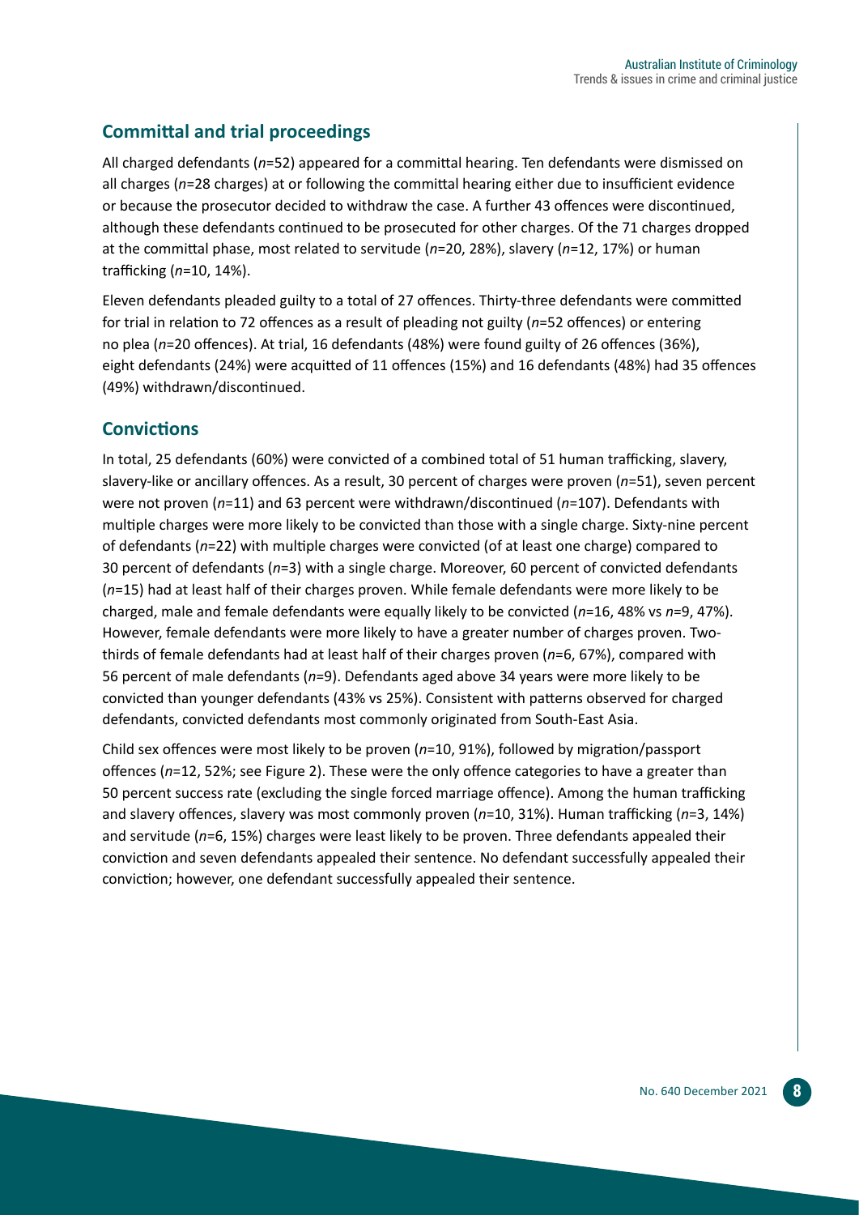## Committal and trial proceedings

All charged defendants (*n*=52) appeared for a committal hearing. Ten defendants were dismissed on all charges (*n*=28 charges) at or following the committal hearing either due to insufficient evidence or because the prosecutor decided to withdraw the case. A further 43 offences were discontinued, although these defendants continued to be prosecuted for other charges. Of the 71 charges dropped at the committal phase, most related to servitude (*n*=20, 28%), slavery (*n*=12, 17%) or human trafficking (*n*=10, 14%).

Eleven defendants pleaded guilty to a total of 27 offences. Thirty-three defendants were committed for trial in relation to 72 offences as a result of pleading not guilty (*n*=52 offences) or entering no plea (*n*=20 offences). At trial, 16 defendants (48%) were found guilty of 26 offences (36%), eight defendants (24%) were acquitted of 11 offences (15%) and 16 defendants (48%) had 35 offences (49%) withdrawn/discontinued.

## Convictions

In total, 25 defendants (60%) were convicted of a combined total of 51 human trafficking, slavery, slavery-like or ancillary offences. As a result, 30 percent of charges were proven (*n*=51), seven percent were not proven (*n*=11) and 63 percent were withdrawn/discontinued (*n*=107). Defendants with multiple charges were more likely to be convicted than those with a single charge. Sixty-nine percent of defendants (*n*=22) with multiple charges were convicted (of at least one charge) compared to 30 percent of defendants (*n*=3) with a single charge. Moreover, 60 percent of convicted defendants (*n*=15) had at least half of their charges proven. While female defendants were more likely to be charged, male and female defendants were equally likely to be convicted (*n*=16, 48% vs *n*=9, 47%). However, female defendants were more likely to have a greater number of charges proven. Two-thirds of female defendants had at least half of their charges proven (*n*=6, 67%), compared with 56 percent of male defendants (*n*=9). Defendants aged above 34 years were more likely to be convicted than younger defendants (43% vs 25%). Consistent with patterns observed for charged defendants, convicted defendants most commonly originated from South-East Asia.

Child sex offences were most likely to be proven (*n*=10, 91%), followed by migration/passport offences (*n*=12, 52%; see Figure 2). These were the only offence categories to have a greater than 50 percent success rate (excluding the single forced marriage offence). Among the human trafficking and slavery offences, slavery was most commonly proven (*n*=10, 31%). Human trafficking (*n*=3, 14%) and servitude (*n*=6, 15%) charges were least likely to be proven. Three defendants appealed their conviction and seven defendants appealed their sentence. No defendant successfully appealed their conviction; however, one defendant successfully appealed their sentence.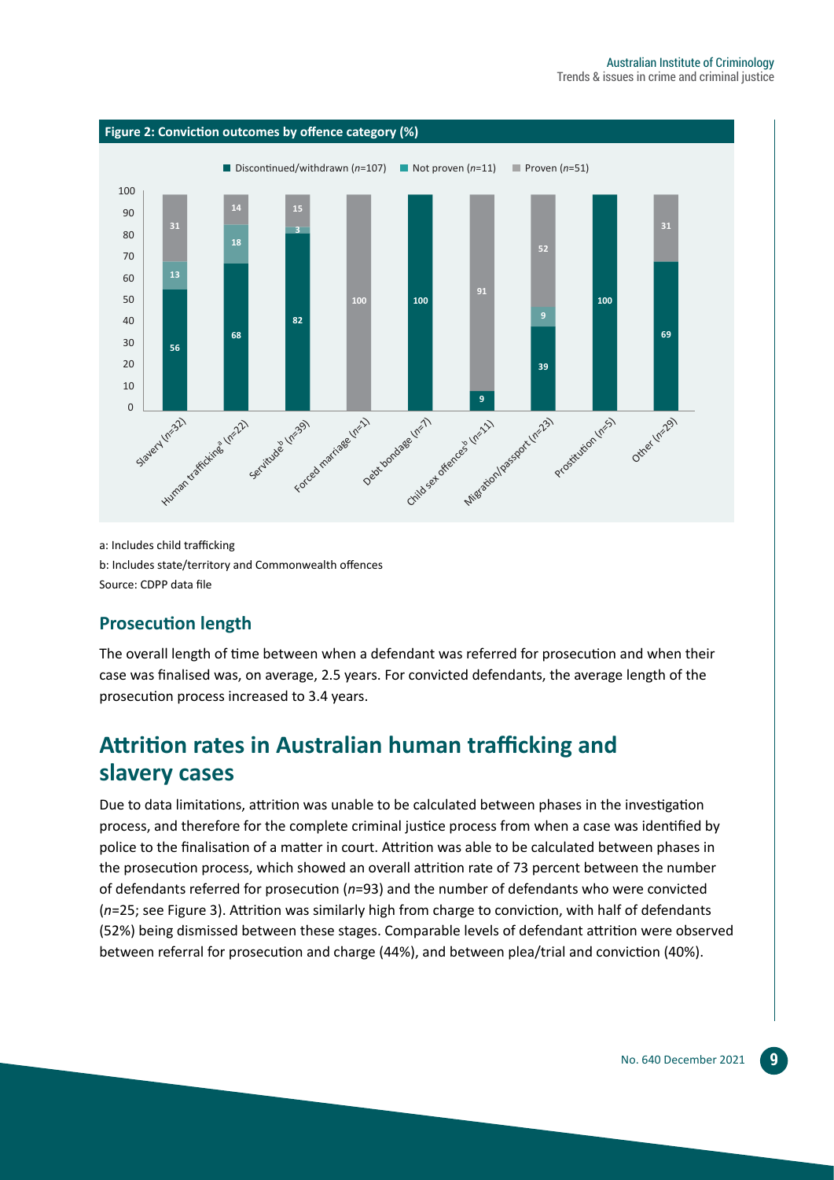**Figure 2: Conviction outcomes by offence category (%)**

| Offence category | Discontinued/withdrawn (n=107) | Not proven (n=11) | Proven (n=51) |
|---|---|---|---|
| Slavery (n=32) | 56 | 13 | 31 |
| Human trafficking[a] (n=22) | 68 | 18 | 14 |
| Servitude[b] (n=39) | 82 | 3 | 15 |
| Forced marriage (n=1) | | | 100 |
| Debt bondage (n=7) | 100 | | |
| Child sex offences[b] (n=11) | 9 | | 91 |
| Migration/passport (n=23) | 39 | 9 | 52 |
| Prostitution (n=5) | 100 | | |
| Other (n=29) | 69 | | 31 |

a: Includes child trafficking

b: Includes state/territory and Commonwealth offences

Source: CDPP data file

### Prosecution length

The overall length of time between when a defendant was referred for prosecution and when their case was finalised was, on average, 2.5 years. For convicted defendants, the average length of the prosecution process increased to 3.4 years.

## Attrition rates in Australian human trafficking and slavery cases

Due to data limitations, attrition was unable to be calculated between phases in the investigation process, and therefore for the complete criminal justice process from when a case was identified by police to the finalisation of a matter in court. Attrition was able to be calculated between phases in the prosecution process, which showed an overall attrition rate of 73 percent between the number of defendants referred for prosecution (*n*=93) and the number of defendants who were convicted (*n*=25; see Figure 3). Attrition was similarly high from charge to conviction, with half of defendants (52%) being dismissed between these stages. Comparable levels of defendant attrition were observed between referral for prosecution and charge (44%), and between plea/trial and conviction (40%).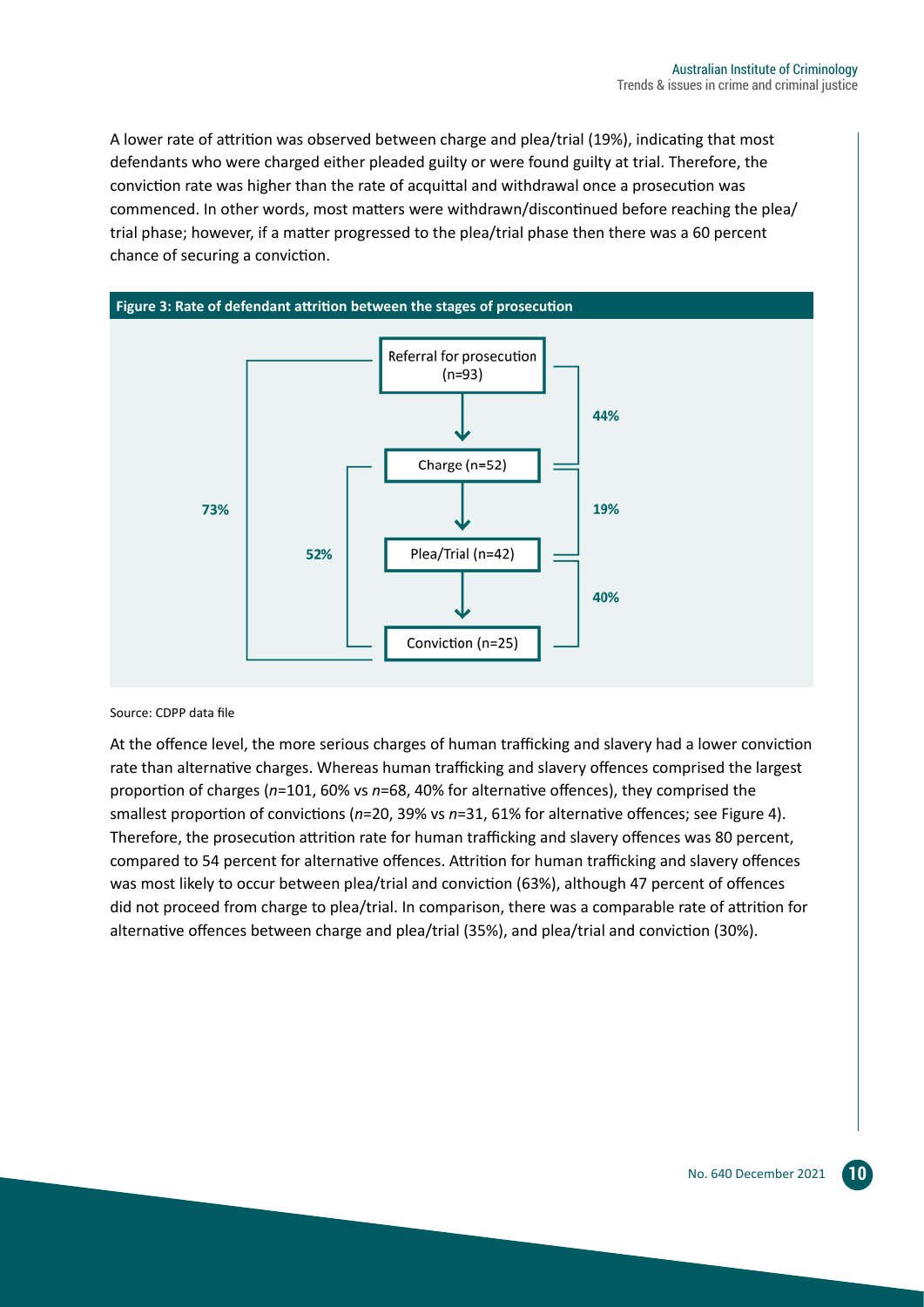A lower rate of attrition was observed between charge and plea/trial (19%), indicating that most defendants who were charged either pleaded guilty or were found guilty at trial. Therefore, the conviction rate was higher than the rate of acquittal and withdrawal once a prosecution was commenced. In other words, most matters were withdrawn/discontinued before reaching the plea/trial phase; however, if a matter progressed to the plea/trial phase then there was a 60 percent chance of securing a conviction.

**Figure 3: Rate of defendant attrition between the stages of prosecution**

Referral for prosecution (n=93)

↓ 44%

Charge (n=52)

↓ 19%

Plea/Trial (n=42)

↓ 40%

Conviction (n=25)

Charge to Conviction: 52%

Referral for prosecution to Conviction: 73%

Source: CDPP data file

At the offence level, the more serious charges of human trafficking and slavery had a lower conviction rate than alternative charges. Whereas human trafficking and slavery offences comprised the largest proportion of charges (*n*=101, 60% vs *n*=68, 40% for alternative offences), they comprised the smallest proportion of convictions (*n*=20, 39% vs *n*=31, 61% for alternative offences; see Figure 4). Therefore, the prosecution attrition rate for human trafficking and slavery offences was 80 percent, compared to 54 percent for alternative offences. Attrition for human trafficking and slavery offences was most likely to occur between plea/trial and conviction (63%), although 47 percent of offences did not proceed from charge to plea/trial. In comparison, there was a comparable rate of attrition for alternative offences between charge and plea/trial (35%), and plea/trial and conviction (30%).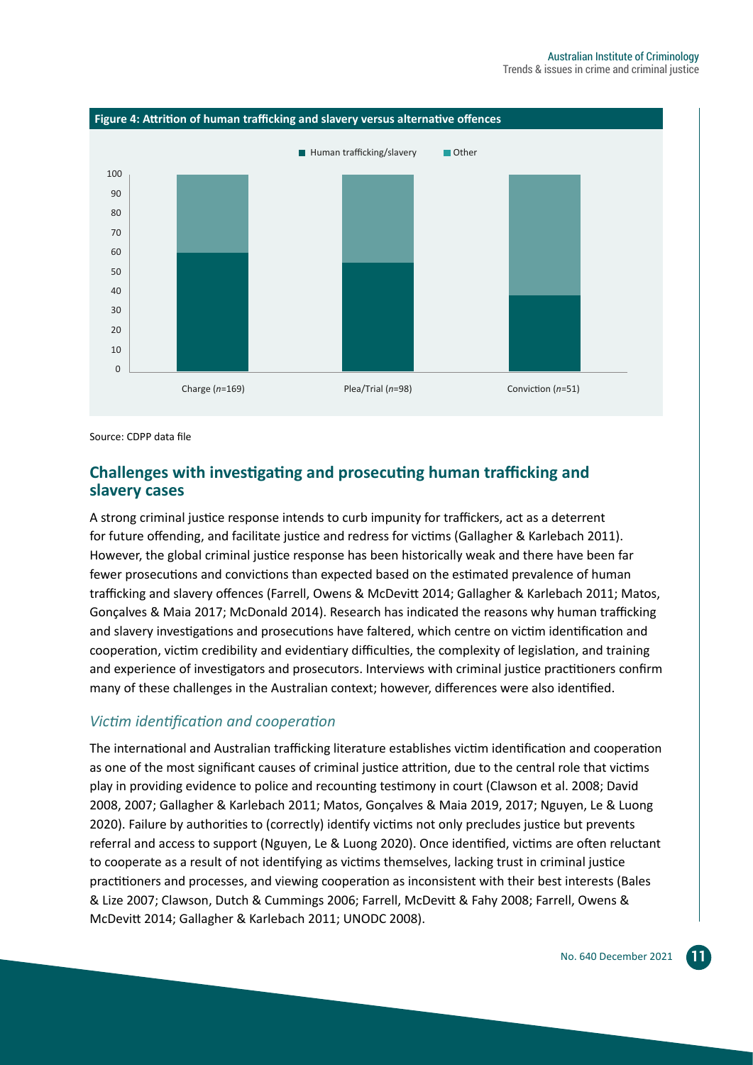**Figure 4: Attrition of human trafficking and slavery versus alternative offences**

Source: CDPP data file

## Challenges with investigating and prosecuting human trafficking and slavery cases

A strong criminal justice response intends to curb impunity for traffickers, act as a deterrent for future offending, and facilitate justice and redress for victims (Gallagher & Karlebach 2011). However, the global criminal justice response has been historically weak and there have been far fewer prosecutions and convictions than expected based on the estimated prevalence of human trafficking and slavery offences (Farrell, Owens & McDevitt 2014; Gallagher & Karlebach 2011; Matos, Gonçalves & Maia 2017; McDonald 2014). Research has indicated the reasons why human trafficking and slavery investigations and prosecutions have faltered, which centre on victim identification and cooperation, victim credibility and evidentiary difficulties, the complexity of legislation, and training and experience of investigators and prosecutors. Interviews with criminal justice practitioners confirm many of these challenges in the Australian context; however, differences were also identified.

### *Victim identification and cooperation*

The international and Australian trafficking literature establishes victim identification and cooperation as one of the most significant causes of criminal justice attrition, due to the central role that victims play in providing evidence to police and recounting testimony in court (Clawson et al. 2008; David 2008, 2007; Gallagher & Karlebach 2011; Matos, Gonçalves & Maia 2019, 2017; Nguyen, Le & Luong 2020). Failure by authorities to (correctly) identify victims not only precludes justice but prevents referral and access to support (Nguyen, Le & Luong 2020). Once identified, victims are often reluctant to cooperate as a result of not identifying as victims themselves, lacking trust in criminal justice practitioners and processes, and viewing cooperation as inconsistent with their best interests (Bales & Lize 2007; Clawson, Dutch & Cummings 2006; Farrell, McDevitt & Fahy 2008; Farrell, Owens & McDevitt 2014; Gallagher & Karlebach 2011; UNODC 2008).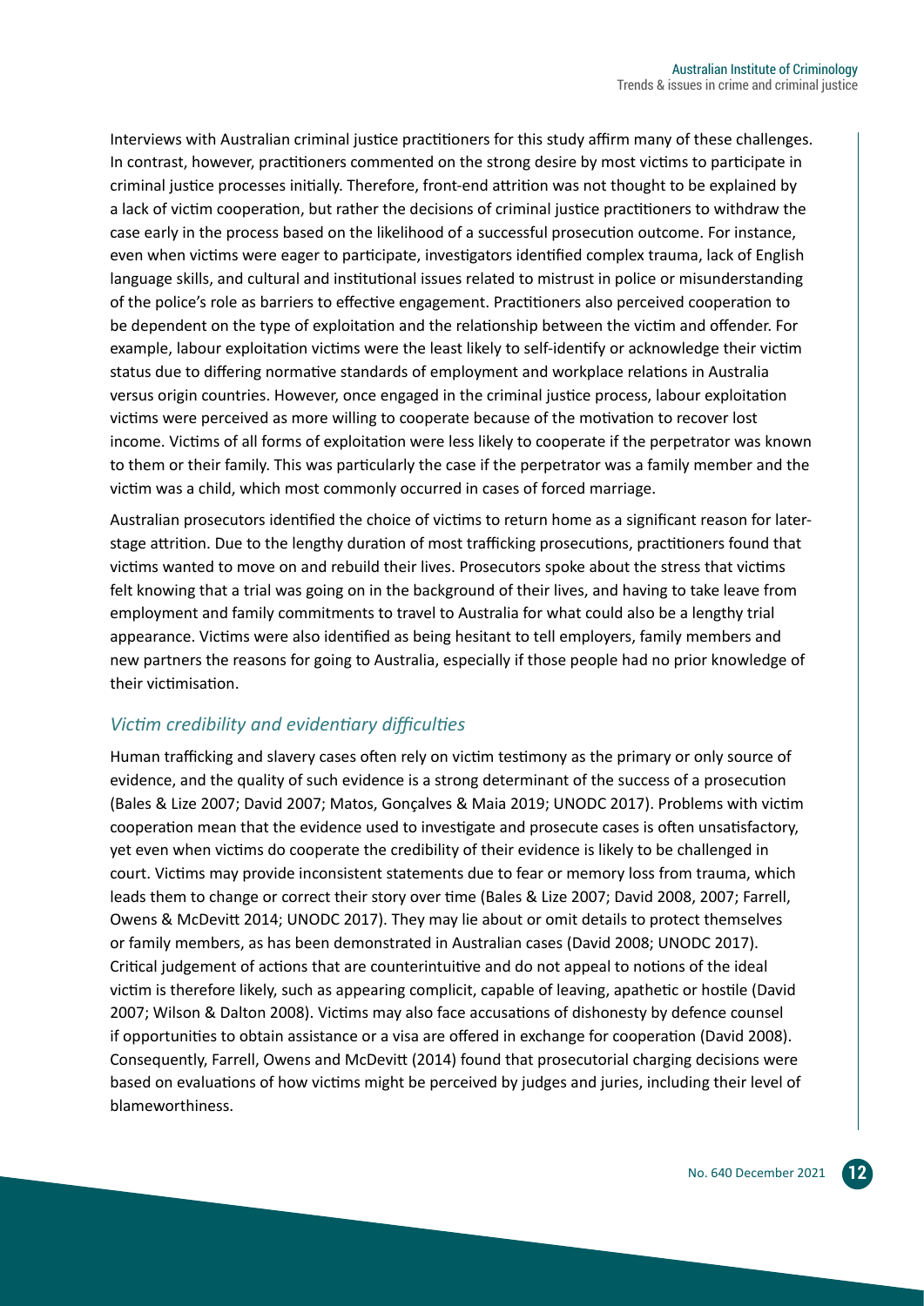Interviews with Australian criminal justice practitioners for this study affirm many of these challenges. In contrast, however, practitioners commented on the strong desire by most victims to participate in criminal justice processes initially. Therefore, front-end attrition was not thought to be explained by a lack of victim cooperation, but rather the decisions of criminal justice practitioners to withdraw the case early in the process based on the likelihood of a successful prosecution outcome. For instance, even when victims were eager to participate, investigators identified complex trauma, lack of English language skills, and cultural and institutional issues related to mistrust in police or misunderstanding of the police's role as barriers to effective engagement. Practitioners also perceived cooperation to be dependent on the type of exploitation and the relationship between the victim and offender. For example, labour exploitation victims were the least likely to self-identify or acknowledge their victim status due to differing normative standards of employment and workplace relations in Australia versus origin countries. However, once engaged in the criminal justice process, labour exploitation victims were perceived as more willing to cooperate because of the motivation to recover lost income. Victims of all forms of exploitation were less likely to cooperate if the perpetrator was known to them or their family. This was particularly the case if the perpetrator was a family member and the victim was a child, which most commonly occurred in cases of forced marriage.

Australian prosecutors identified the choice of victims to return home as a significant reason for later-stage attrition. Due to the lengthy duration of most trafficking prosecutions, practitioners found that victims wanted to move on and rebuild their lives. Prosecutors spoke about the stress that victims felt knowing that a trial was going on in the background of their lives, and having to take leave from employment and family commitments to travel to Australia for what could also be a lengthy trial appearance. Victims were also identified as being hesitant to tell employers, family members and new partners the reasons for going to Australia, especially if those people had no prior knowledge of their victimisation.

### *Victim credibility and evidentiary difficulties*

Human trafficking and slavery cases often rely on victim testimony as the primary or only source of evidence, and the quality of such evidence is a strong determinant of the success of a prosecution (Bales & Lize 2007; David 2007; Matos, Gonçalves & Maia 2019; UNODC 2017). Problems with victim cooperation mean that the evidence used to investigate and prosecute cases is often unsatisfactory, yet even when victims do cooperate the credibility of their evidence is likely to be challenged in court. Victims may provide inconsistent statements due to fear or memory loss from trauma, which leads them to change or correct their story over time (Bales & Lize 2007; David 2008, 2007; Farrell, Owens & McDevitt 2014; UNODC 2017). They may lie about or omit details to protect themselves or family members, as has been demonstrated in Australian cases (David 2008; UNODC 2017). Critical judgement of actions that are counterintuitive and do not appeal to notions of the ideal victim is therefore likely, such as appearing complicit, capable of leaving, apathetic or hostile (David 2007; Wilson & Dalton 2008). Victims may also face accusations of dishonesty by defence counsel if opportunities to obtain assistance or a visa are offered in exchange for cooperation (David 2008). Consequently, Farrell, Owens and McDevitt (2014) found that prosecutorial charging decisions were based on evaluations of how victims might be perceived by judges and juries, including their level of blameworthiness.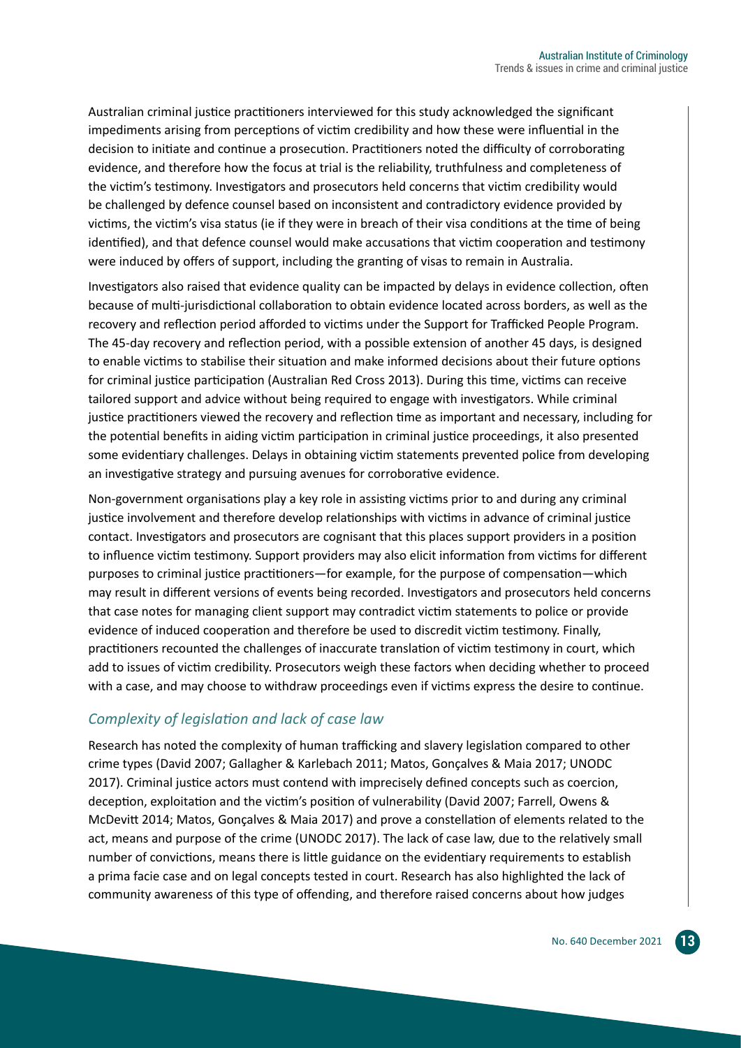Australian criminal justice practitioners interviewed for this study acknowledged the significant impediments arising from perceptions of victim credibility and how these were influential in the decision to initiate and continue a prosecution. Practitioners noted the difficulty of corroborating evidence, and therefore how the focus at trial is the reliability, truthfulness and completeness of the victim's testimony. Investigators and prosecutors held concerns that victim credibility would be challenged by defence counsel based on inconsistent and contradictory evidence provided by victims, the victim's visa status (ie if they were in breach of their visa conditions at the time of being identified), and that defence counsel would make accusations that victim cooperation and testimony were induced by offers of support, including the granting of visas to remain in Australia.

Investigators also raised that evidence quality can be impacted by delays in evidence collection, often because of multi-jurisdictional collaboration to obtain evidence located across borders, as well as the recovery and reflection period afforded to victims under the Support for Trafficked People Program. The 45-day recovery and reflection period, with a possible extension of another 45 days, is designed to enable victims to stabilise their situation and make informed decisions about their future options for criminal justice participation (Australian Red Cross 2013). During this time, victims can receive tailored support and advice without being required to engage with investigators. While criminal justice practitioners viewed the recovery and reflection time as important and necessary, including for the potential benefits in aiding victim participation in criminal justice proceedings, it also presented some evidentiary challenges. Delays in obtaining victim statements prevented police from developing an investigative strategy and pursuing avenues for corroborative evidence.

Non-government organisations play a key role in assisting victims prior to and during any criminal justice involvement and therefore develop relationships with victims in advance of criminal justice contact. Investigators and prosecutors are cognisant that this places support providers in a position to influence victim testimony. Support providers may also elicit information from victims for different purposes to criminal justice practitioners—for example, for the purpose of compensation—which may result in different versions of events being recorded. Investigators and prosecutors held concerns that case notes for managing client support may contradict victim statements to police or provide evidence of induced cooperation and therefore be used to discredit victim testimony. Finally, practitioners recounted the challenges of inaccurate translation of victim testimony in court, which add to issues of victim credibility. Prosecutors weigh these factors when deciding whether to proceed with a case, and may choose to withdraw proceedings even if victims express the desire to continue.

### *Complexity of legislation and lack of case law*

Research has noted the complexity of human trafficking and slavery legislation compared to other crime types (David 2007; Gallagher & Karlebach 2011; Matos, Gonçalves & Maia 2017; UNODC 2017). Criminal justice actors must contend with imprecisely defined concepts such as coercion, deception, exploitation and the victim's position of vulnerability (David 2007; Farrell, Owens & McDevitt 2014; Matos, Gonçalves & Maia 2017) and prove a constellation of elements related to the act, means and purpose of the crime (UNODC 2017). The lack of case law, due to the relatively small number of convictions, means there is little guidance on the evidentiary requirements to establish a prima facie case and on legal concepts tested in court. Research has also highlighted the lack of community awareness of this type of offending, and therefore raised concerns about how judges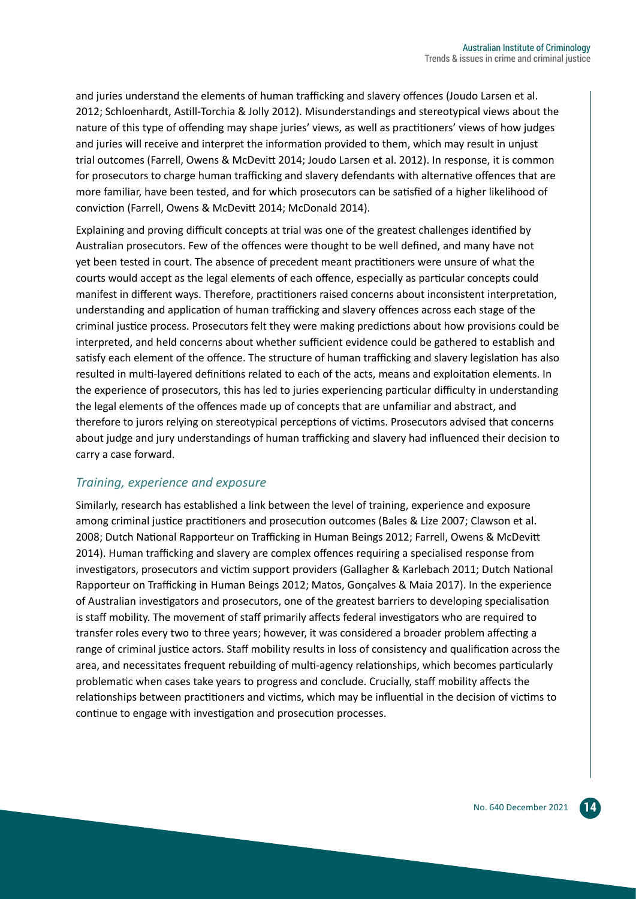and juries understand the elements of human trafficking and slavery offences (Joudo Larsen et al. 2012; Schloenhardt, Astill-Torchia & Jolly 2012). Misunderstandings and stereotypical views about the nature of this type of offending may shape juries' views, as well as practitioners' views of how judges and juries will receive and interpret the information provided to them, which may result in unjust trial outcomes (Farrell, Owens & McDevitt 2014; Joudo Larsen et al. 2012). In response, it is common for prosecutors to charge human trafficking and slavery defendants with alternative offences that are more familiar, have been tested, and for which prosecutors can be satisfied of a higher likelihood of conviction (Farrell, Owens & McDevitt 2014; McDonald 2014).

Explaining and proving difficult concepts at trial was one of the greatest challenges identified by Australian prosecutors. Few of the offences were thought to be well defined, and many have not yet been tested in court. The absence of precedent meant practitioners were unsure of what the courts would accept as the legal elements of each offence, especially as particular concepts could manifest in different ways. Therefore, practitioners raised concerns about inconsistent interpretation, understanding and application of human trafficking and slavery offences across each stage of the criminal justice process. Prosecutors felt they were making predictions about how provisions could be interpreted, and held concerns about whether sufficient evidence could be gathered to establish and satisfy each element of the offence. The structure of human trafficking and slavery legislation has also resulted in multi-layered definitions related to each of the acts, means and exploitation elements. In the experience of prosecutors, this has led to juries experiencing particular difficulty in understanding the legal elements of the offences made up of concepts that are unfamiliar and abstract, and therefore to jurors relying on stereotypical perceptions of victims. Prosecutors advised that concerns about judge and jury understandings of human trafficking and slavery had influenced their decision to carry a case forward.

### *Training, experience and exposure*

Similarly, research has established a link between the level of training, experience and exposure among criminal justice practitioners and prosecution outcomes (Bales & Lize 2007; Clawson et al. 2008; Dutch National Rapporteur on Trafficking in Human Beings 2012; Farrell, Owens & McDevitt 2014). Human trafficking and slavery are complex offences requiring a specialised response from investigators, prosecutors and victim support providers (Gallagher & Karlebach 2011; Dutch National Rapporteur on Trafficking in Human Beings 2012; Matos, Gonçalves & Maia 2017). In the experience of Australian investigators and prosecutors, one of the greatest barriers to developing specialisation is staff mobility. The movement of staff primarily affects federal investigators who are required to transfer roles every two to three years; however, it was considered a broader problem affecting a range of criminal justice actors. Staff mobility results in loss of consistency and qualification across the area, and necessitates frequent rebuilding of multi-agency relationships, which becomes particularly problematic when cases take years to progress and conclude. Crucially, staff mobility affects the relationships between practitioners and victims, which may be influential in the decision of victims to continue to engage with investigation and prosecution processes.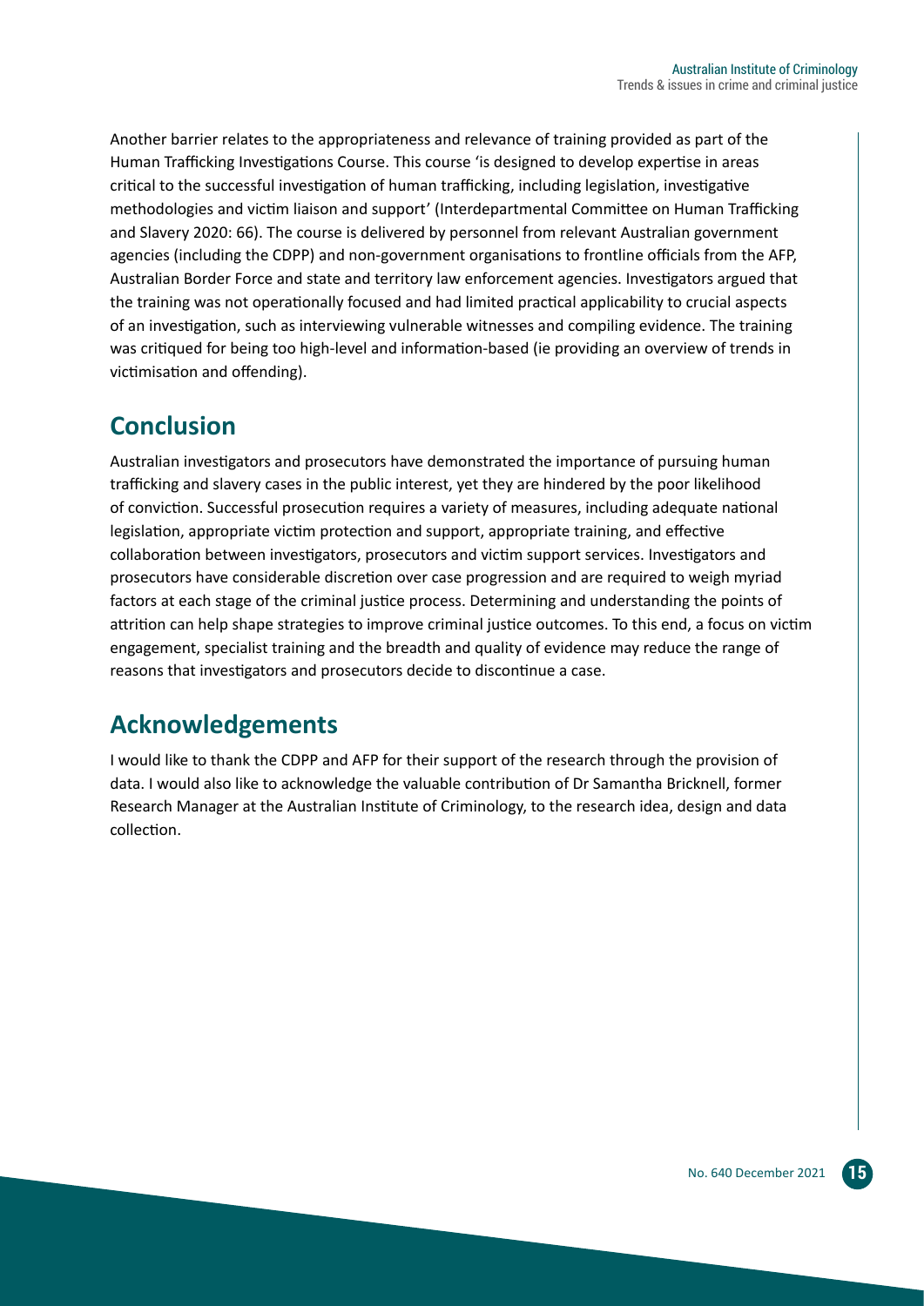Another barrier relates to the appropriateness and relevance of training provided as part of the Human Trafficking Investigations Course. This course 'is designed to develop expertise in areas critical to the successful investigation of human trafficking, including legislation, investigative methodologies and victim liaison and support' (Interdepartmental Committee on Human Trafficking and Slavery 2020: 66). The course is delivered by personnel from relevant Australian government agencies (including the CDPP) and non-government organisations to frontline officials from the AFP, Australian Border Force and state and territory law enforcement agencies. Investigators argued that the training was not operationally focused and had limited practical applicability to crucial aspects of an investigation, such as interviewing vulnerable witnesses and compiling evidence. The training was critiqued for being too high-level and information-based (ie providing an overview of trends in victimisation and offending).

## Conclusion

Australian investigators and prosecutors have demonstrated the importance of pursuing human trafficking and slavery cases in the public interest, yet they are hindered by the poor likelihood of conviction. Successful prosecution requires a variety of measures, including adequate national legislation, appropriate victim protection and support, appropriate training, and effective collaboration between investigators, prosecutors and victim support services. Investigators and prosecutors have considerable discretion over case progression and are required to weigh myriad factors at each stage of the criminal justice process. Determining and understanding the points of attrition can help shape strategies to improve criminal justice outcomes. To this end, a focus on victim engagement, specialist training and the breadth and quality of evidence may reduce the range of reasons that investigators and prosecutors decide to discontinue a case.

## Acknowledgements

I would like to thank the CDPP and AFP for their support of the research through the provision of data. I would also like to acknowledge the valuable contribution of Dr Samantha Bricknell, former Research Manager at the Australian Institute of Criminology, to the research idea, design and data collection.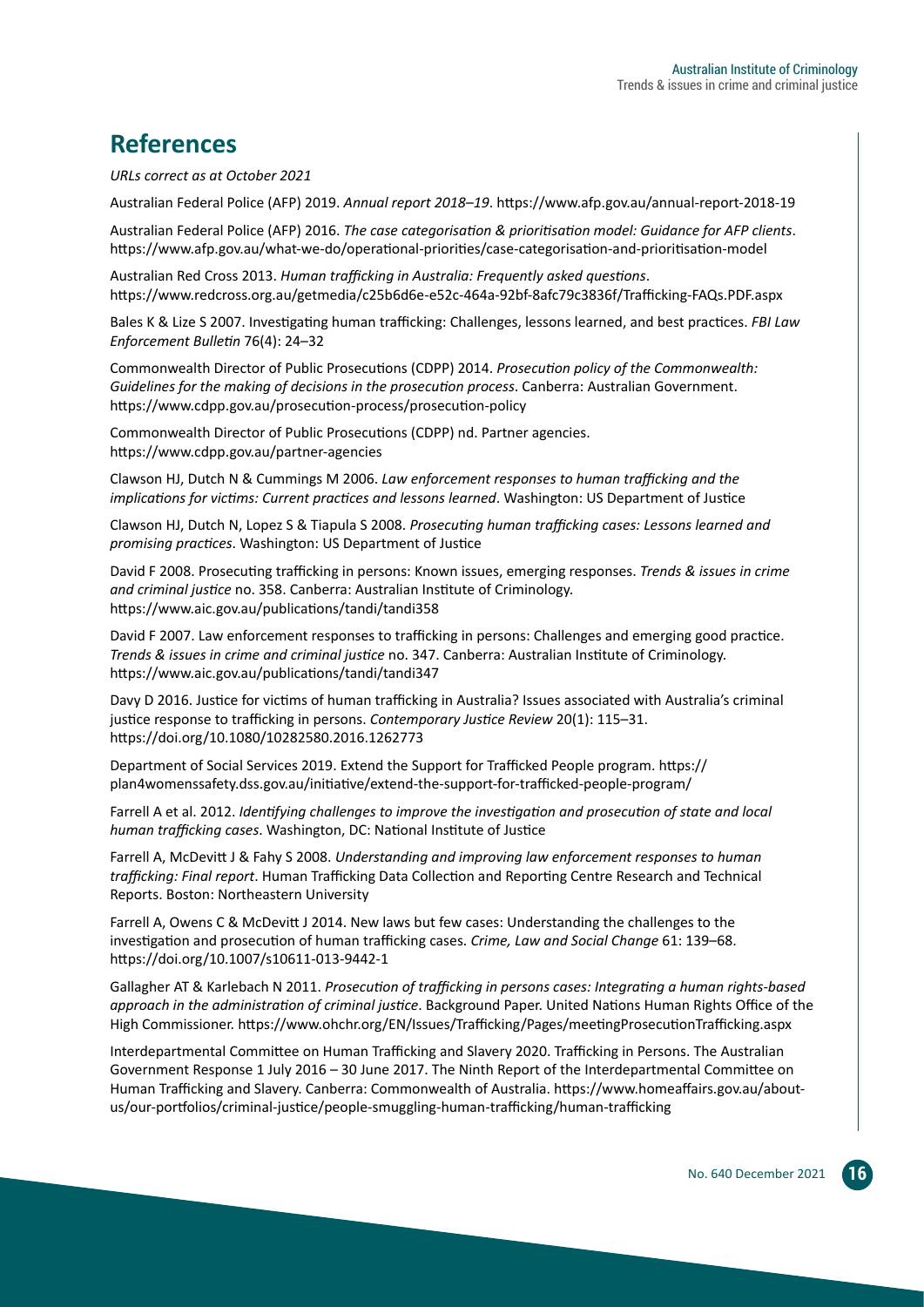## References

*URLs correct as at October 2021*

Australian Federal Police (AFP) 2019. *Annual report 2018–19*. https://www.afp.gov.au/annual-report-2018-19

Australian Federal Police (AFP) 2016. *The case categorisation & prioritisation model: Guidance for AFP clients*. https://www.afp.gov.au/what-we-do/operational-priorities/case-categorisation-and-prioritisation-model

Australian Red Cross 2013. *Human trafficking in Australia: Frequently asked questions*. https://www.redcross.org.au/getmedia/c25b6d6e-e52c-464a-92bf-8afc79c3836f/Trafficking-FAQs.PDF.aspx

Bales K & Lize S 2007. Investigating human trafficking: Challenges, lessons learned, and best practices. *FBI Law Enforcement Bulletin* 76(4): 24–32

Commonwealth Director of Public Prosecutions (CDPP) 2014. *Prosecution policy of the Commonwealth: Guidelines for the making of decisions in the prosecution process*. Canberra: Australian Government. https://www.cdpp.gov.au/prosecution-process/prosecution-policy

Commonwealth Director of Public Prosecutions (CDPP) nd. Partner agencies. https://www.cdpp.gov.au/partner-agencies

Clawson HJ, Dutch N & Cummings M 2006. *Law enforcement responses to human trafficking and the implications for victims: Current practices and lessons learned*. Washington: US Department of Justice

Clawson HJ, Dutch N, Lopez S & Tiapula S 2008. *Prosecuting human trafficking cases: Lessons learned and promising practices*. Washington: US Department of Justice

David F 2008. Prosecuting trafficking in persons: Known issues, emerging responses. *Trends & issues in crime and criminal justice* no. 358. Canberra: Australian Institute of Criminology. https://www.aic.gov.au/publications/tandi/tandi358

David F 2007. Law enforcement responses to trafficking in persons: Challenges and emerging good practice. *Trends & issues in crime and criminal justice* no. 347. Canberra: Australian Institute of Criminology. https://www.aic.gov.au/publications/tandi/tandi347

Davy D 2016. Justice for victims of human trafficking in Australia? Issues associated with Australia's criminal justice response to trafficking in persons. *Contemporary Justice Review* 20(1): 115–31. https://doi.org/10.1080/10282580.2016.1262773

Department of Social Services 2019. Extend the Support for Trafficked People program. https://plan4womenssafety.dss.gov.au/initiative/extend-the-support-for-trafficked-people-program/

Farrell A et al. 2012. *Identifying challenges to improve the investigation and prosecution of state and local human trafficking cases*. Washington, DC: National Institute of Justice

Farrell A, McDevitt J & Fahy S 2008. *Understanding and improving law enforcement responses to human trafficking: Final report*. Human Trafficking Data Collection and Reporting Centre Research and Technical Reports. Boston: Northeastern University

Farrell A, Owens C & McDevitt J 2014. New laws but few cases: Understanding the challenges to the investigation and prosecution of human trafficking cases. *Crime, Law and Social Change* 61: 139–68. https://doi.org/10.1007/s10611-013-9442-1

Gallagher AT & Karlebach N 2011. *Prosecution of trafficking in persons cases: Integrating a human rights-based approach in the administration of criminal justice*. Background Paper. United Nations Human Rights Office of the High Commissioner. https://www.ohchr.org/EN/Issues/Trafficking/Pages/meetingProsecutionTrafficking.aspx

Interdepartmental Committee on Human Trafficking and Slavery 2020. Trafficking in Persons. The Australian Government Response 1 July 2016 – 30 June 2017. The Ninth Report of the Interdepartmental Committee on Human Trafficking and Slavery. Canberra: Commonwealth of Australia. https://www.homeaffairs.gov.au/about-us/our-portfolios/criminal-justice/people-smuggling-human-trafficking/human-trafficking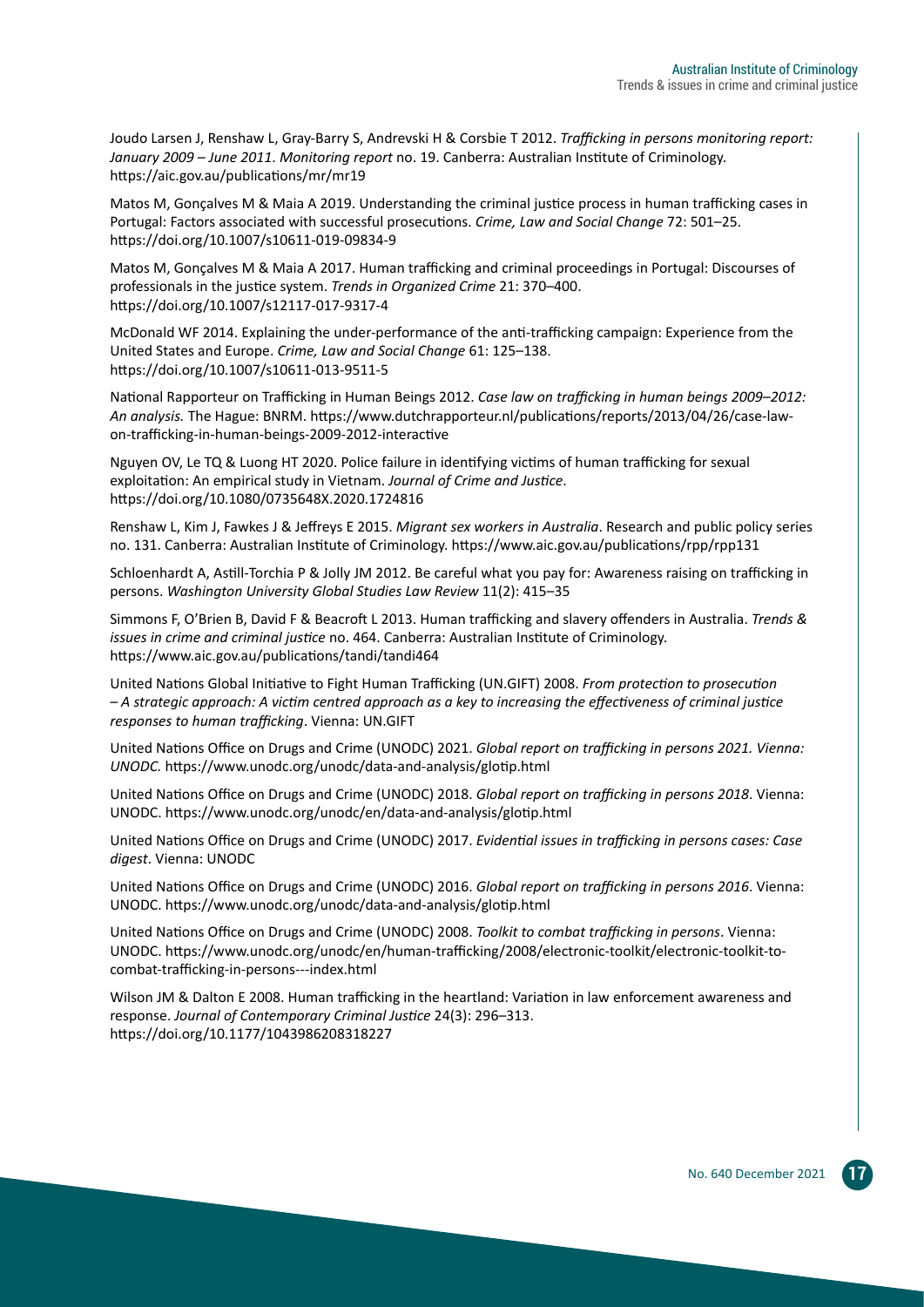Joudo Larsen J, Renshaw L, Gray-Barry S, Andrevski H & Corsbie T 2012. *Trafficking in persons monitoring report: January 2009 – June 2011*. *Monitoring report* no. 19. Canberra: Australian Institute of Criminology. https://aic.gov.au/publications/mr/mr19

Matos M, Gonçalves M & Maia A 2019. Understanding the criminal justice process in human trafficking cases in Portugal: Factors associated with successful prosecutions. *Crime, Law and Social Change* 72: 501–25. https://doi.org/10.1007/s10611-019-09834-9

Matos M, Gonçalves M & Maia A 2017. Human trafficking and criminal proceedings in Portugal: Discourses of professionals in the justice system. *Trends in Organized Crime* 21: 370–400. https://doi.org/10.1007/s12117-017-9317-4

McDonald WF 2014. Explaining the under-performance of the anti-trafficking campaign: Experience from the United States and Europe. *Crime, Law and Social Change* 61: 125–138. https://doi.org/10.1007/s10611-013-9511-5

National Rapporteur on Trafficking in Human Beings 2012. *Case law on trafficking in human beings 2009–2012: An analysis.* The Hague: BNRM. https://www.dutchrapporteur.nl/publications/reports/2013/04/26/case-law-on-trafficking-in-human-beings-2009-2012-interactive

Nguyen OV, Le TQ & Luong HT 2020. Police failure in identifying victims of human trafficking for sexual exploitation: An empirical study in Vietnam. *Journal of Crime and Justice*. https://doi.org/10.1080/0735648X.2020.1724816

Renshaw L, Kim J, Fawkes J & Jeffreys E 2015. *Migrant sex workers in Australia*. Research and public policy series no. 131. Canberra: Australian Institute of Criminology. https://www.aic.gov.au/publications/rpp/rpp131

Schloenhardt A, Astill-Torchia P & Jolly JM 2012. Be careful what you pay for: Awareness raising on trafficking in persons. *Washington University Global Studies Law Review* 11(2): 415–35

Simmons F, O'Brien B, David F & Beacroft L 2013. Human trafficking and slavery offenders in Australia. *Trends & issues in crime and criminal justice* no. 464. Canberra: Australian Institute of Criminology. https://www.aic.gov.au/publications/tandi/tandi464

United Nations Global Initiative to Fight Human Trafficking (UN.GIFT) 2008. *From protection to prosecution – A strategic approach: A victim centred approach as a key to increasing the effectiveness of criminal justice responses to human trafficking*. Vienna: UN.GIFT

United Nations Office on Drugs and Crime (UNODC) 2021. *Global report on trafficking in persons 2021. Vienna: UNODC.* https://www.unodc.org/unodc/data-and-analysis/glotip.html

United Nations Office on Drugs and Crime (UNODC) 2018. *Global report on trafficking in persons 2018*. Vienna: UNODC. https://www.unodc.org/unodc/en/data-and-analysis/glotip.html

United Nations Office on Drugs and Crime (UNODC) 2017. *Evidential issues in trafficking in persons cases: Case digest*. Vienna: UNODC

United Nations Office on Drugs and Crime (UNODC) 2016. *Global report on trafficking in persons 2016*. Vienna: UNODC. https://www.unodc.org/unodc/data-and-analysis/glotip.html

United Nations Office on Drugs and Crime (UNODC) 2008. *Toolkit to combat trafficking in persons*. Vienna: UNODC. https://www.unodc.org/unodc/en/human-trafficking/2008/electronic-toolkit/electronic-toolkit-to-combat-trafficking-in-persons---index.html

Wilson JM & Dalton E 2008. Human trafficking in the heartland: Variation in law enforcement awareness and response. *Journal of Contemporary Criminal Justice* 24(3): 296–313. https://doi.org/10.1177/1043986208318227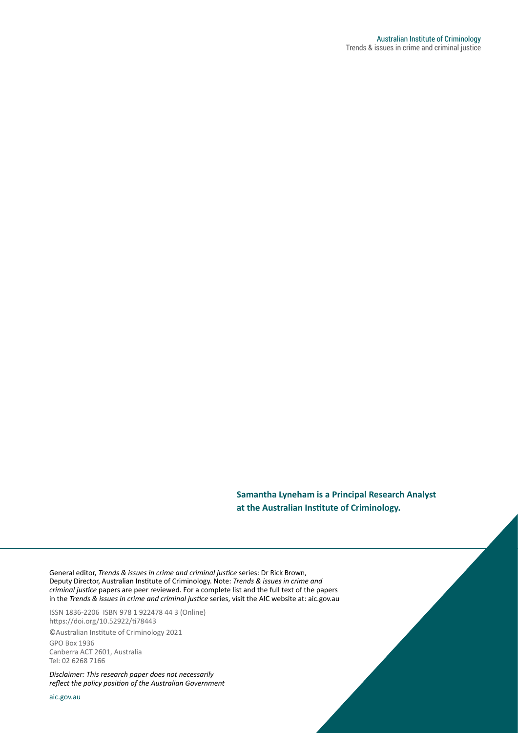**Samantha Lyneham is a Principal Research Analyst at the Australian Institute of Criminology.**

General editor, *Trends & issues in crime and criminal justice* series: Dr Rick Brown, Deputy Director, Australian Institute of Criminology. Note: *Trends & issues in crime and criminal justice* papers are peer reviewed. For a complete list and the full text of the papers in the *Trends & issues in crime and criminal justice* series, visit the AIC website at: aic.gov.au

ISSN 1836-2206 ISBN 978 1 922478 44 3 (Online)
https://doi.org/10.52922/ti78443

©Australian Institute of Criminology 2021

GPO Box 1936
Canberra ACT 2601, Australia
Tel: 02 6268 7166

*Disclaimer: This research paper does not necessarily reflect the policy position of the Australian Government*

aic.gov.au